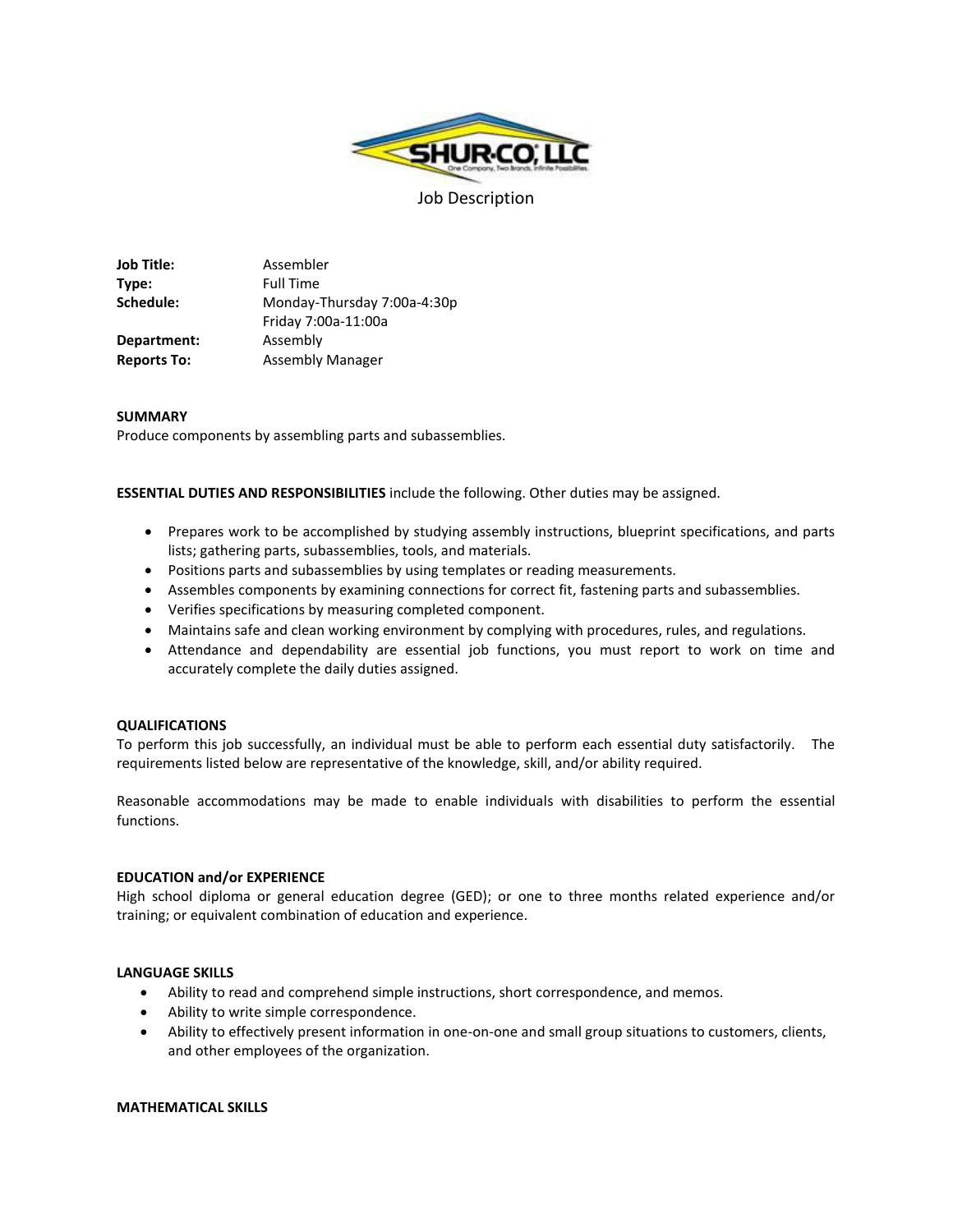# Job Description

**Job Title:** Assembler
**Type:** Full Time
**Schedule:** Monday-Thursday 7:00a-4:30p
Friday 7:00a-11:00a
**Department:** Assembly
**Reports To:** Assembly Manager

**SUMMARY**
Produce components by assembling parts and subassemblies.

**ESSENTIAL DUTIES AND RESPONSIBILITIES** include the following. Other duties may be assigned.

- Prepares work to be accomplished by studying assembly instructions, blueprint specifications, and parts lists; gathering parts, subassemblies, tools, and materials.
- Positions parts and subassemblies by using templates or reading measurements.
- Assembles components by examining connections for correct fit, fastening parts and subassemblies.
- Verifies specifications by measuring completed component.
- Maintains safe and clean working environment by complying with procedures, rules, and regulations.
- Attendance and dependability are essential job functions, you must report to work on time and accurately complete the daily duties assigned.

**QUALIFICATIONS**
To perform this job successfully, an individual must be able to perform each essential duty satisfactorily. The requirements listed below are representative of the knowledge, skill, and/or ability required.

Reasonable accommodations may be made to enable individuals with disabilities to perform the essential functions.

**EDUCATION and/or EXPERIENCE**
High school diploma or general education degree (GED); or one to three months related experience and/or training; or equivalent combination of education and experience.

**LANGUAGE SKILLS**
- Ability to read and comprehend simple instructions, short correspondence, and memos.
- Ability to write simple correspondence.
- Ability to effectively present information in one-on-one and small group situations to customers, clients, and other employees of the organization.

**MATHEMATICAL SKILLS**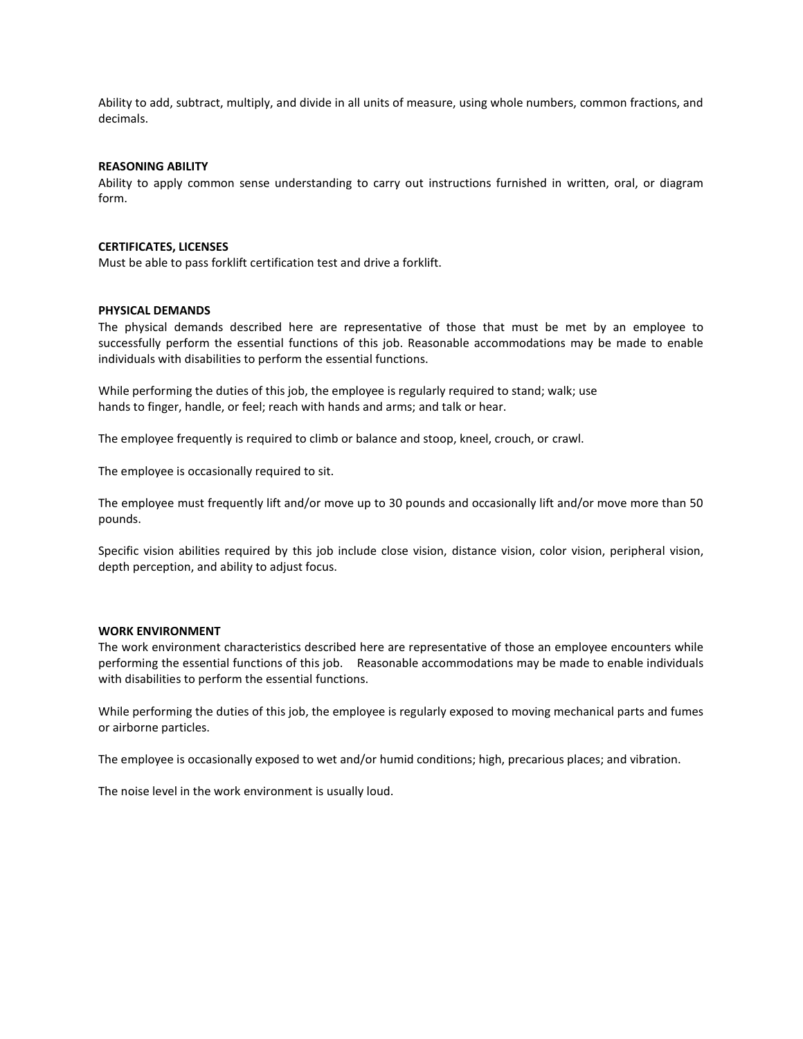Ability to add, subtract, multiply, and divide in all units of measure, using whole numbers, common fractions, and decimals.

**REASONING ABILITY**

Ability to apply common sense understanding to carry out instructions furnished in written, oral, or diagram form.

**CERTIFICATES, LICENSES**

Must be able to pass forklift certification test and drive a forklift.

**PHYSICAL DEMANDS**

The physical demands described here are representative of those that must be met by an employee to successfully perform the essential functions of this job. Reasonable accommodations may be made to enable individuals with disabilities to perform the essential functions.

While performing the duties of this job, the employee is regularly required to stand; walk; use hands to finger, handle, or feel; reach with hands and arms; and talk or hear.

The employee frequently is required to climb or balance and stoop, kneel, crouch, or crawl.

The employee is occasionally required to sit.

The employee must frequently lift and/or move up to 30 pounds and occasionally lift and/or move more than 50 pounds.

Specific vision abilities required by this job include close vision, distance vision, color vision, peripheral vision, depth perception, and ability to adjust focus.

**WORK ENVIRONMENT**

The work environment characteristics described here are representative of those an employee encounters while performing the essential functions of this job. Reasonable accommodations may be made to enable individuals with disabilities to perform the essential functions.

While performing the duties of this job, the employee is regularly exposed to moving mechanical parts and fumes or airborne particles.

The employee is occasionally exposed to wet and/or humid conditions; high, precarious places; and vibration.

The noise level in the work environment is usually loud.